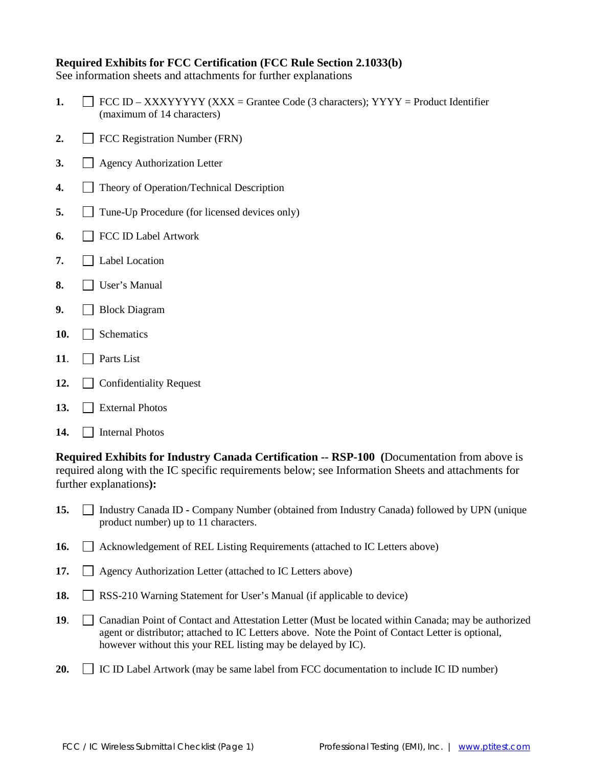**Required Exhibits for FCC Certification (FCC Rule Section 2.1033(b)**
See information sheets and attachments for further explanations

1. ☐ FCC ID – XXXYYYYY (XXX = Grantee Code (3 characters); YYYY = Product Identifier (maximum of 14 characters)
2. ☐ FCC Registration Number (FRN)
3. ☐ Agency Authorization Letter
4. ☐ Theory of Operation/Technical Description
5. ☐ Tune-Up Procedure (for licensed devices only)
6. ☐ FCC ID Label Artwork
7. ☐ Label Location
8. ☐ User's Manual
9. ☐ Block Diagram
10. ☐ Schematics
11. ☐ Parts List
12. ☐ Confidentiality Request
13. ☐ External Photos
14. ☐ Internal Photos

**Required Exhibits for Industry Canada Certification -- RSP-100 (**Documentation from above is required along with the IC specific requirements below; see Information Sheets and attachments for further explanations**):**

15. ☐ Industry Canada ID - Company Number (obtained from Industry Canada) followed by UPN (unique product number) up to 11 characters.
16. ☐ Acknowledgement of REL Listing Requirements (attached to IC Letters above)
17. ☐ Agency Authorization Letter (attached to IC Letters above)
18. ☐ RSS-210 Warning Statement for User's Manual (if applicable to device)
19. ☐ Canadian Point of Contact and Attestation Letter (Must be located within Canada; may be authorized agent or distributor; attached to IC Letters above. Note the Point of Contact Letter is optional, however without this your REL listing may be delayed by IC).
20. ☐ IC ID Label Artwork (may be same label from FCC documentation to include IC ID number)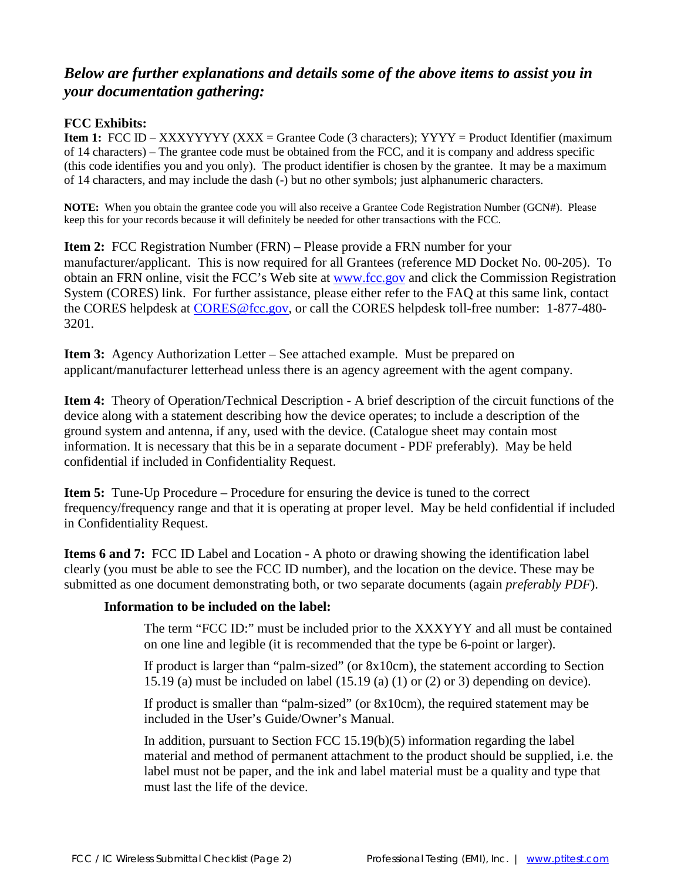## *Below are further explanations and details some of the above items to assist you in your documentation gathering:*

### FCC Exhibits:

**Item 1:** FCC ID – XXXYYYYY (XXX = Grantee Code (3 characters); YYYY = Product Identifier (maximum of 14 characters) – The grantee code must be obtained from the FCC, and it is company and address specific (this code identifies you and you only). The product identifier is chosen by the grantee. It may be a maximum of 14 characters, and may include the dash (-) but no other symbols; just alphanumeric characters.

**NOTE:** When you obtain the grantee code you will also receive a Grantee Code Registration Number (GCN#). Please keep this for your records because it will definitely be needed for other transactions with the FCC.

**Item 2:** FCC Registration Number (FRN) – Please provide a FRN number for your manufacturer/applicant. This is now required for all Grantees (reference MD Docket No. 00-205). To obtain an FRN online, visit the FCC's Web site at [www.fcc.gov](www.fcc.gov) and click the Commission Registration System (CORES) link. For further assistance, please either refer to the FAQ at this same link, contact the CORES helpdesk at [CORES@fcc.gov](mailto:CORES@fcc.gov), or call the CORES helpdesk toll-free number: 1-877-480-3201.

**Item 3:** Agency Authorization Letter – See attached example. Must be prepared on applicant/manufacturer letterhead unless there is an agency agreement with the agent company.

**Item 4:** Theory of Operation/Technical Description - A brief description of the circuit functions of the device along with a statement describing how the device operates; to include a description of the ground system and antenna, if any, used with the device. (Catalogue sheet may contain most information. It is necessary that this be in a separate document - PDF preferably). May be held confidential if included in Confidentiality Request.

**Item 5:** Tune-Up Procedure – Procedure for ensuring the device is tuned to the correct frequency/frequency range and that it is operating at proper level. May be held confidential if included in Confidentiality Request.

**Items 6 and 7:** FCC ID Label and Location - A photo or drawing showing the identification label clearly (you must be able to see the FCC ID number), and the location on the device. These may be submitted as one document demonstrating both, or two separate documents (again *preferably PDF*).

**Information to be included on the label:**

The term "FCC ID:" must be included prior to the XXXYYY and all must be contained on one line and legible (it is recommended that the type be 6-point or larger).

If product is larger than "palm-sized" (or 8x10cm), the statement according to Section 15.19 (a) must be included on label (15.19 (a) (1) or (2) or 3) depending on device).

If product is smaller than "palm-sized" (or 8x10cm), the required statement may be included in the User's Guide/Owner's Manual.

In addition, pursuant to Section FCC 15.19(b)(5) information regarding the label material and method of permanent attachment to the product should be supplied, i.e. the label must not be paper, and the ink and label material must be a quality and type that must last the life of the device.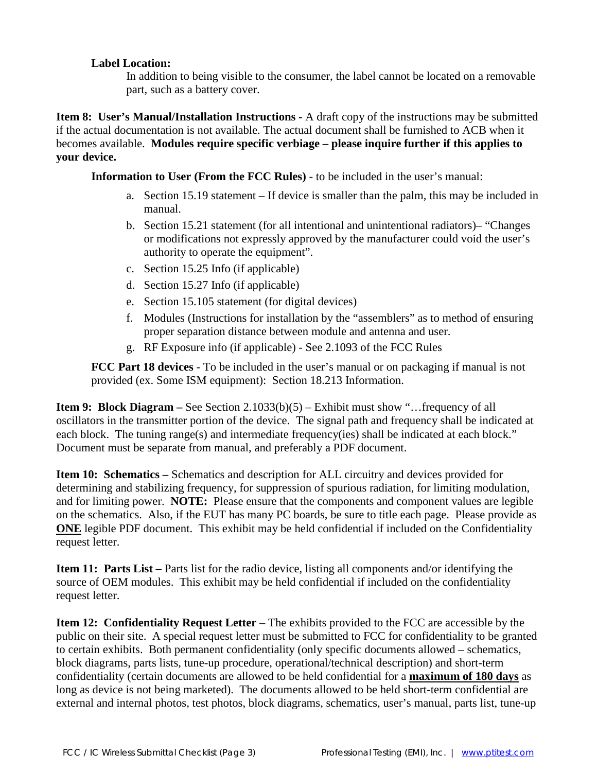**Label Location:**

In addition to being visible to the consumer, the label cannot be located on a removable part, such as a battery cover.

**Item 8: User's Manual/Installation Instructions -** A draft copy of the instructions may be submitted if the actual documentation is not available. The actual document shall be furnished to ACB when it becomes available. **Modules require specific verbiage – please inquire further if this applies to your device.**

**Information to User (From the FCC Rules)** - to be included in the user's manual:

a. Section 15.19 statement – If device is smaller than the palm, this may be included in manual.
b. Section 15.21 statement (for all intentional and unintentional radiators)– "Changes or modifications not expressly approved by the manufacturer could void the user's authority to operate the equipment".
c. Section 15.25 Info (if applicable)
d. Section 15.27 Info (if applicable)
e. Section 15.105 statement (for digital devices)
f. Modules (Instructions for installation by the "assemblers" as to method of ensuring proper separation distance between module and antenna and user.
g. RF Exposure info (if applicable) - See 2.1093 of the FCC Rules

**FCC Part 18 devices** - To be included in the user's manual or on packaging if manual is not provided (ex. Some ISM equipment): Section 18.213 Information.

**Item 9: Block Diagram –** See Section 2.1033(b)(5) – Exhibit must show "…frequency of all oscillators in the transmitter portion of the device. The signal path and frequency shall be indicated at each block. The tuning range(s) and intermediate frequency(ies) shall be indicated at each block." Document must be separate from manual, and preferably a PDF document.

**Item 10: Schematics –** Schematics and description for ALL circuitry and devices provided for determining and stabilizing frequency, for suppression of spurious radiation, for limiting modulation, and for limiting power. **NOTE:** Please ensure that the components and component values are legible on the schematics. Also, if the EUT has many PC boards, be sure to title each page. Please provide as **ONE** legible PDF document. This exhibit may be held confidential if included on the Confidentiality request letter.

**Item 11: Parts List –** Parts list for the radio device, listing all components and/or identifying the source of OEM modules. This exhibit may be held confidential if included on the confidentiality request letter.

**Item 12: Confidentiality Request Letter** – The exhibits provided to the FCC are accessible by the public on their site. A special request letter must be submitted to FCC for confidentiality to be granted to certain exhibits. Both permanent confidentiality (only specific documents allowed – schematics, block diagrams, parts lists, tune-up procedure, operational/technical description) and short-term confidentiality (certain documents are allowed to be held confidential for a **maximum of 180 days** as long as device is not being marketed). The documents allowed to be held short-term confidential are external and internal photos, test photos, block diagrams, schematics, user's manual, parts list, tune-up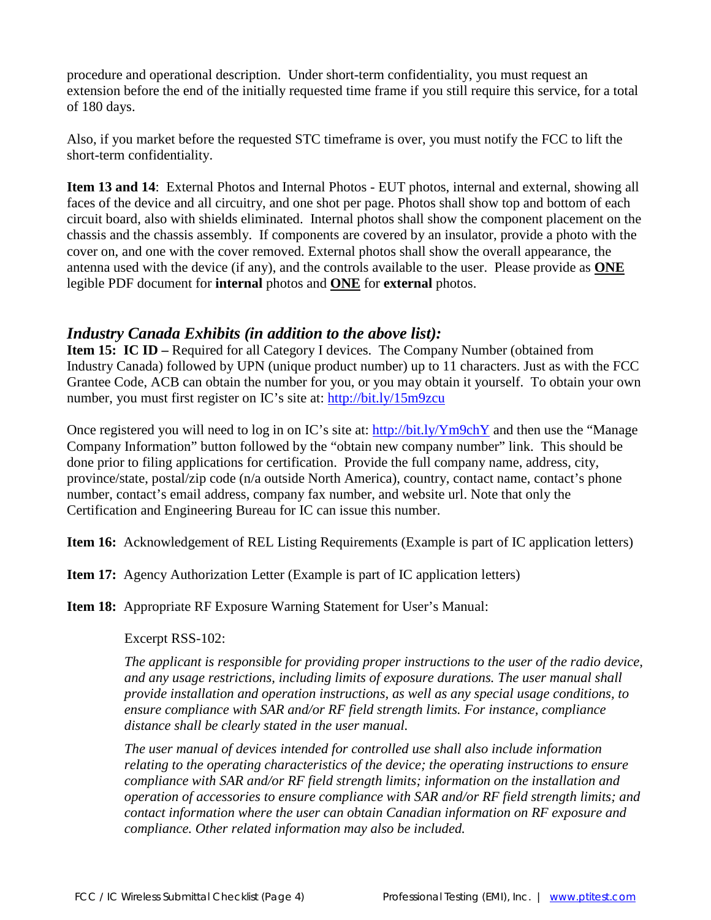procedure and operational description. Under short-term confidentiality, you must request an extension before the end of the initially requested time frame if you still require this service, for a total of 180 days.

Also, if you market before the requested STC timeframe is over, you must notify the FCC to lift the short-term confidentiality.

**Item 13 and 14**: External Photos and Internal Photos - EUT photos, internal and external, showing all faces of the device and all circuitry, and one shot per page. Photos shall show top and bottom of each circuit board, also with shields eliminated. Internal photos shall show the component placement on the chassis and the chassis assembly. If components are covered by an insulator, provide a photo with the cover on, and one with the cover removed. External photos shall show the overall appearance, the antenna used with the device (if any), and the controls available to the user. Please provide as **<u>ONE</u>** legible PDF document for **internal** photos and **<u>ONE</u>** for **external** photos.

## *Industry Canada Exhibits (in addition to the above list):*

**Item 15: IC ID –** Required for all Category I devices. The Company Number (obtained from Industry Canada) followed by UPN (unique product number) up to 11 characters. Just as with the FCC Grantee Code, ACB can obtain the number for you, or you may obtain it yourself. To obtain your own number, you must first register on IC's site at: [http://bit.ly/15m9zcu](http://bit.ly/15m9zcu)

Once registered you will need to log in on IC's site at: [http://bit.ly/Ym9chY](http://bit.ly/Ym9chY) and then use the "Manage Company Information" button followed by the "obtain new company number" link. This should be done prior to filing applications for certification. Provide the full company name, address, city, province/state, postal/zip code (n/a outside North America), country, contact name, contact's phone number, contact's email address, company fax number, and website url. Note that only the Certification and Engineering Bureau for IC can issue this number.

**Item 16:** Acknowledgement of REL Listing Requirements (Example is part of IC application letters)

**Item 17:** Agency Authorization Letter (Example is part of IC application letters)

**Item 18:** Appropriate RF Exposure Warning Statement for User's Manual:

> Excerpt RSS-102:
>
> *The applicant is responsible for providing proper instructions to the user of the radio device, and any usage restrictions, including limits of exposure durations. The user manual shall provide installation and operation instructions, as well as any special usage conditions, to ensure compliance with SAR and/or RF field strength limits. For instance, compliance distance shall be clearly stated in the user manual.*
>
> *The user manual of devices intended for controlled use shall also include information relating to the operating characteristics of the device; the operating instructions to ensure compliance with SAR and/or RF field strength limits; information on the installation and operation of accessories to ensure compliance with SAR and/or RF field strength limits; and contact information where the user can obtain Canadian information on RF exposure and compliance. Other related information may also be included.*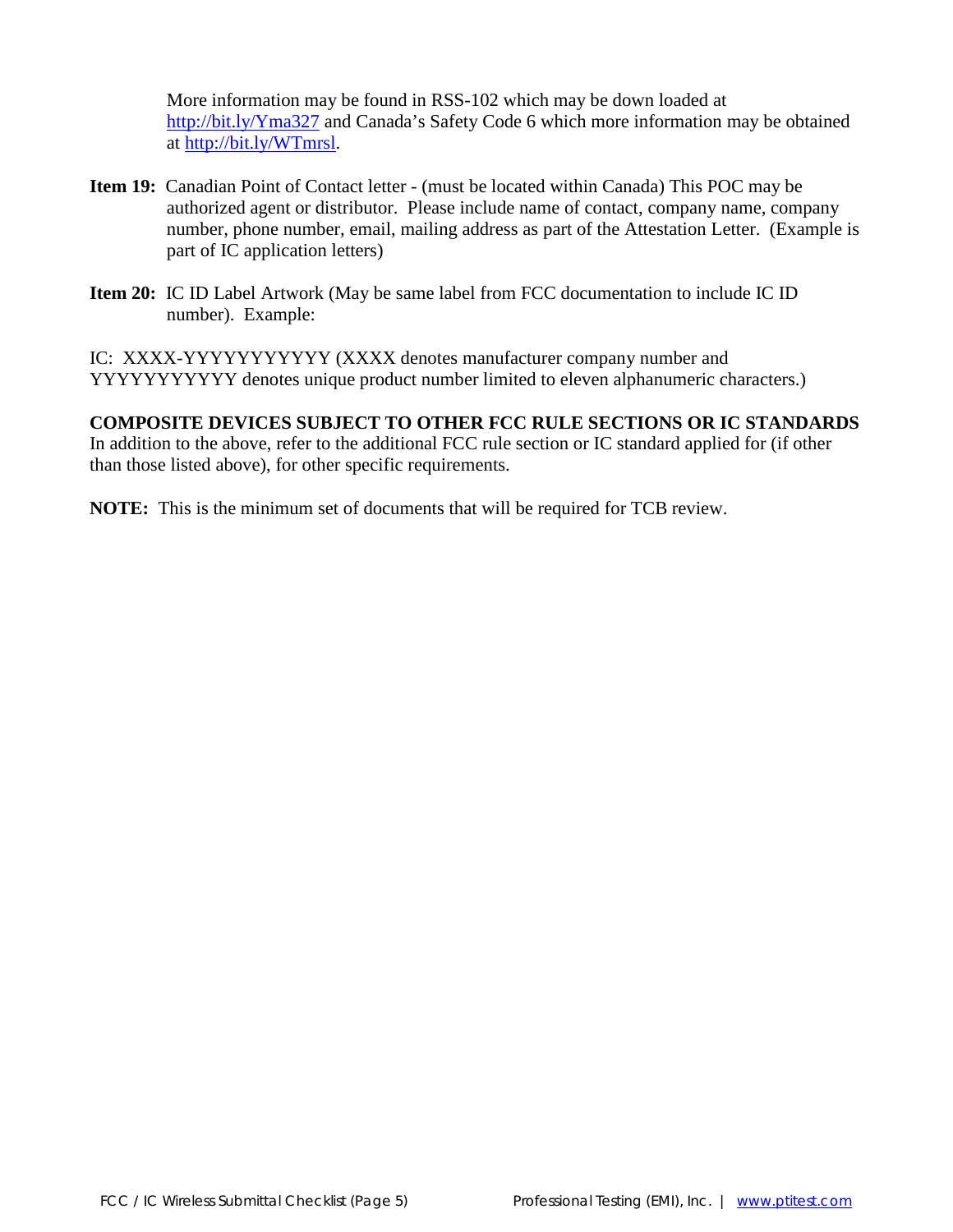More information may be found in RSS-102 which may be down loaded at http://bit.ly/Yma327 and Canada's Safety Code 6 which more information may be obtained at http://bit.ly/WTmrsl.

**Item 19:** Canadian Point of Contact letter - (must be located within Canada) This POC may be authorized agent or distributor. Please include name of contact, company name, company number, phone number, email, mailing address as part of the Attestation Letter. (Example is part of IC application letters)

**Item 20:** IC ID Label Artwork (May be same label from FCC documentation to include IC ID number). Example:

IC: XXXX-YYYYYYYYYYY (XXXX denotes manufacturer company number and YYYYYYYYYYY denotes unique product number limited to eleven alphanumeric characters.)

**COMPOSITE DEVICES SUBJECT TO OTHER FCC RULE SECTIONS OR IC STANDARDS**

In addition to the above, refer to the additional FCC rule section or IC standard applied for (if other than those listed above), for other specific requirements.

**NOTE:** This is the minimum set of documents that will be required for TCB review.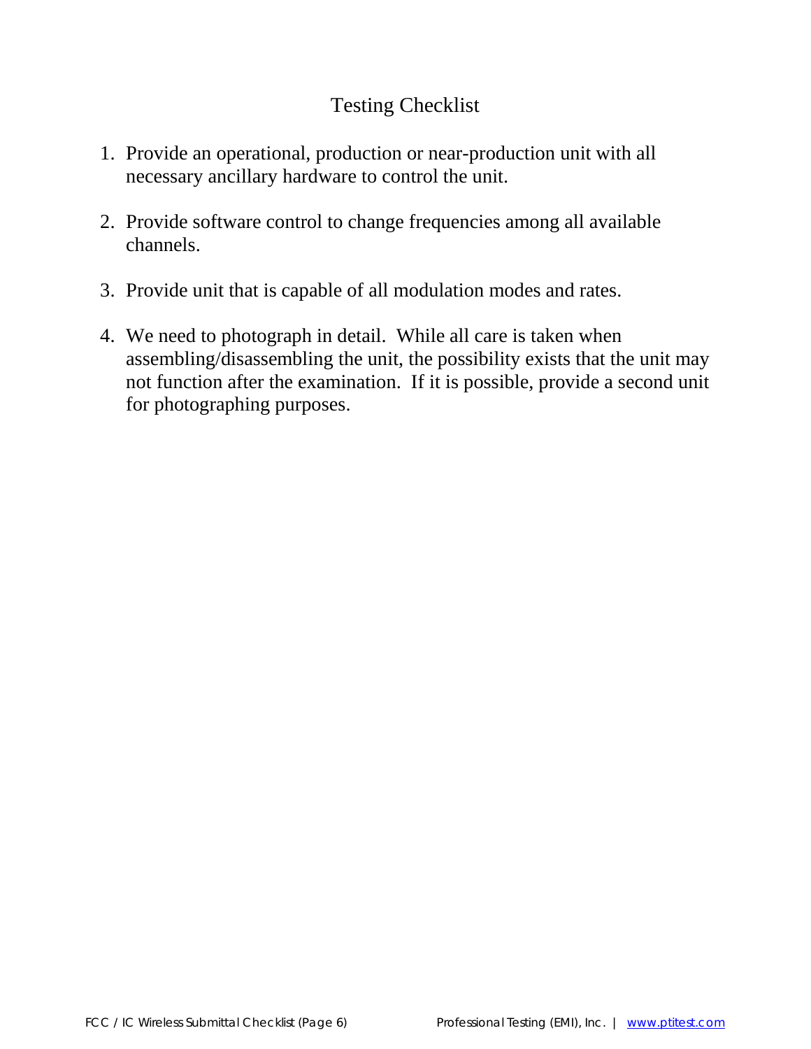# Testing Checklist

1. Provide an operational, production or near-production unit with all necessary ancillary hardware to control the unit.

2. Provide software control to change frequencies among all available channels.

3. Provide unit that is capable of all modulation modes and rates.

4. We need to photograph in detail. While all care is taken when assembling/disassembling the unit, the possibility exists that the unit may not function after the examination. If it is possible, provide a second unit for photographing purposes.